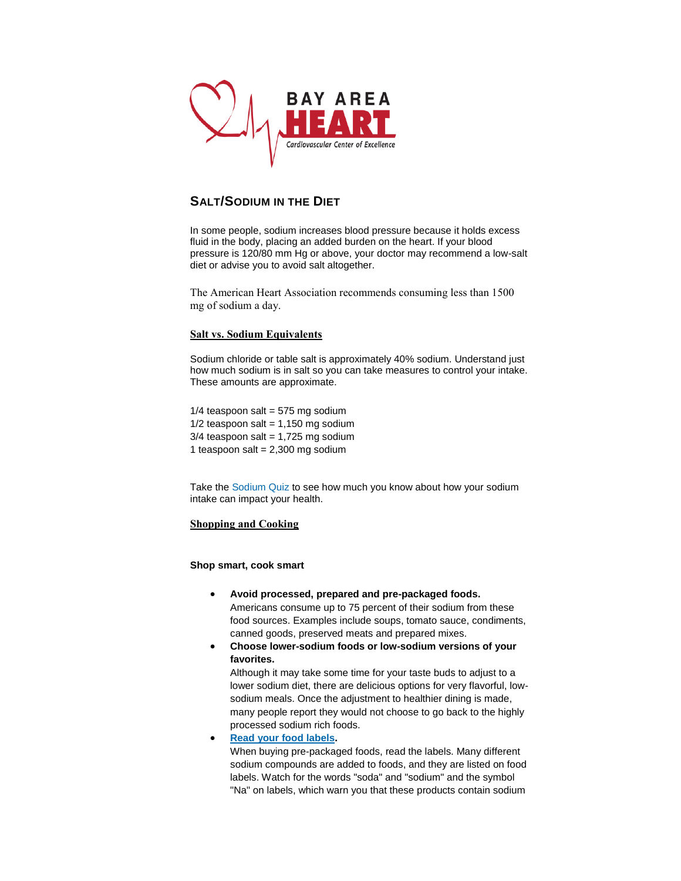BAY AREA

HEART

Cardiovascular Center of Excellence

## SALT/SODIUM IN THE DIET

In some people, sodium increases blood pressure because it holds excess fluid in the body, placing an added burden on the heart. If your blood pressure is 120/80 mm Hg or above, your doctor may recommend a low-salt diet or advise you to avoid salt altogether.

The American Heart Association recommends consuming less than 1500 mg of sodium a day.

### Salt vs. Sodium Equivalents

Sodium chloride or table salt is approximately 40% sodium. Understand just how much sodium is in salt so you can take measures to control your intake. These amounts are approximate.

1/4 teaspoon salt = 575 mg sodium
1/2 teaspoon salt = 1,150 mg sodium
3/4 teaspoon salt = 1,725 mg sodium
1 teaspoon salt = 2,300 mg sodium

Take the Sodium Quiz to see how much you know about how your sodium intake can impact your health.

### Shopping and Cooking

**Shop smart, cook smart**

- **Avoid processed, prepared and pre-packaged foods.**
  Americans consume up to 75 percent of their sodium from these food sources. Examples include soups, tomato sauce, condiments, canned goods, preserved meats and prepared mixes.
- **Choose lower-sodium foods or low-sodium versions of your favorites.**
  Although it may take some time for your taste buds to adjust to a lower sodium diet, there are delicious options for very flavorful, low-sodium meals. Once the adjustment to healthier dining is made, many people report they would not choose to go back to the highly processed sodium rich foods.
- **Read your food labels.**
  When buying pre-packaged foods, read the labels. Many different sodium compounds are added to foods, and they are listed on food labels. Watch for the words "soda" and "sodium" and the symbol "Na" on labels, which warn you that these products contain sodium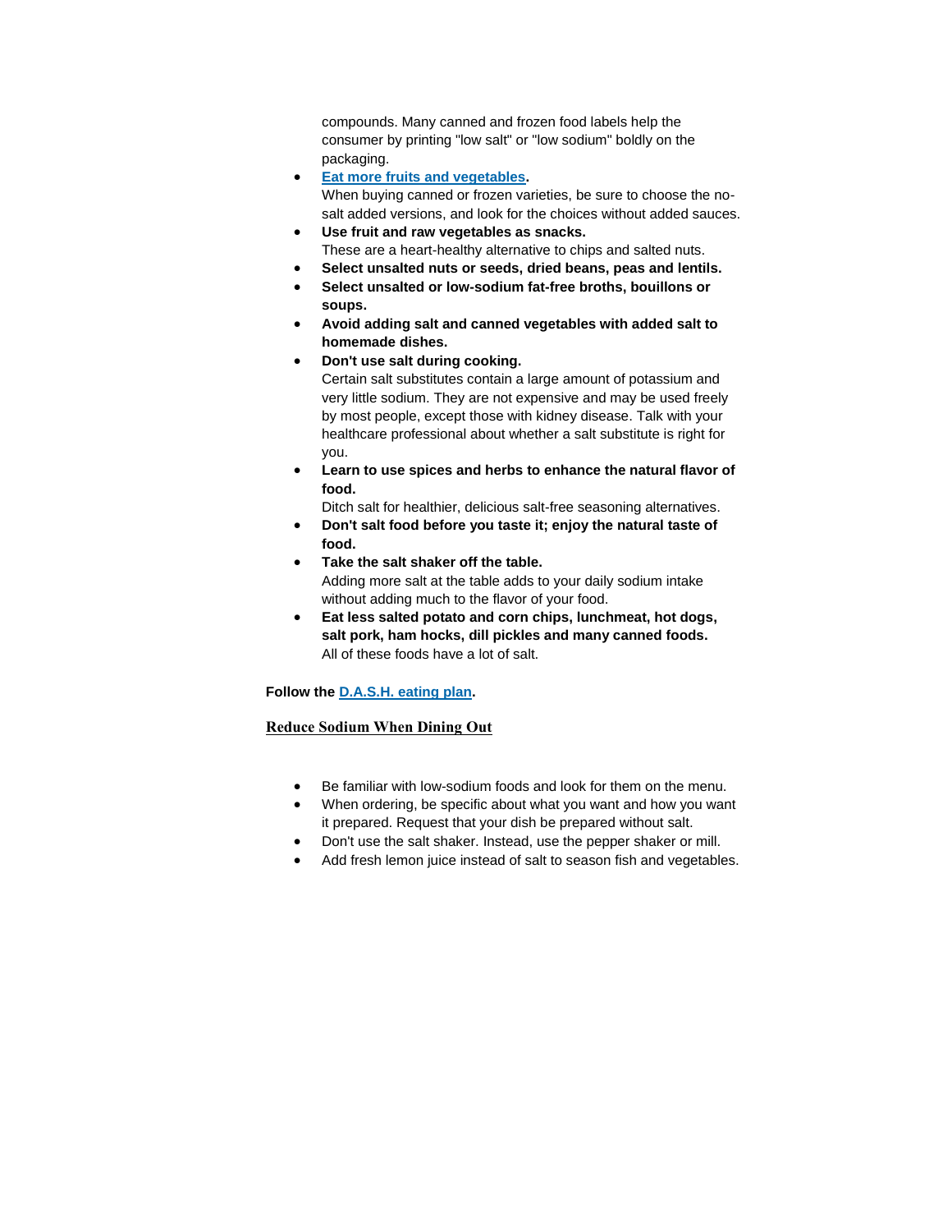compounds. Many canned and frozen food labels help the consumer by printing "low salt" or "low sodium" boldly on the packaging.

- **Eat more fruits and vegetables.**
  When buying canned or frozen varieties, be sure to choose the no-salt added versions, and look for the choices without added sauces.
- **Use fruit and raw vegetables as snacks.**
  These are a heart-healthy alternative to chips and salted nuts.
- **Select unsalted nuts or seeds, dried beans, peas and lentils.**
- **Select unsalted or low-sodium fat-free broths, bouillons or soups.**
- **Avoid adding salt and canned vegetables with added salt to homemade dishes.**
- **Don't use salt during cooking.**
  Certain salt substitutes contain a large amount of potassium and very little sodium. They are not expensive and may be used freely by most people, except those with kidney disease. Talk with your healthcare professional about whether a salt substitute is right for you.
- **Learn to use spices and herbs to enhance the natural flavor of food.**
  Ditch salt for healthier, delicious salt-free seasoning alternatives.
- **Don't salt food before you taste it; enjoy the natural taste of food.**
- **Take the salt shaker off the table.**
  Adding more salt at the table adds to your daily sodium intake without adding much to the flavor of your food.
- **Eat less salted potato and corn chips, lunchmeat, hot dogs, salt pork, ham hocks, dill pickles and many canned foods.**
  All of these foods have a lot of salt.

**Follow the D.A.S.H. eating plan.**

## Reduce Sodium When Dining Out

- Be familiar with low-sodium foods and look for them on the menu.
- When ordering, be specific about what you want and how you want it prepared. Request that your dish be prepared without salt.
- Don't use the salt shaker. Instead, use the pepper shaker or mill.
- Add fresh lemon juice instead of salt to season fish and vegetables.